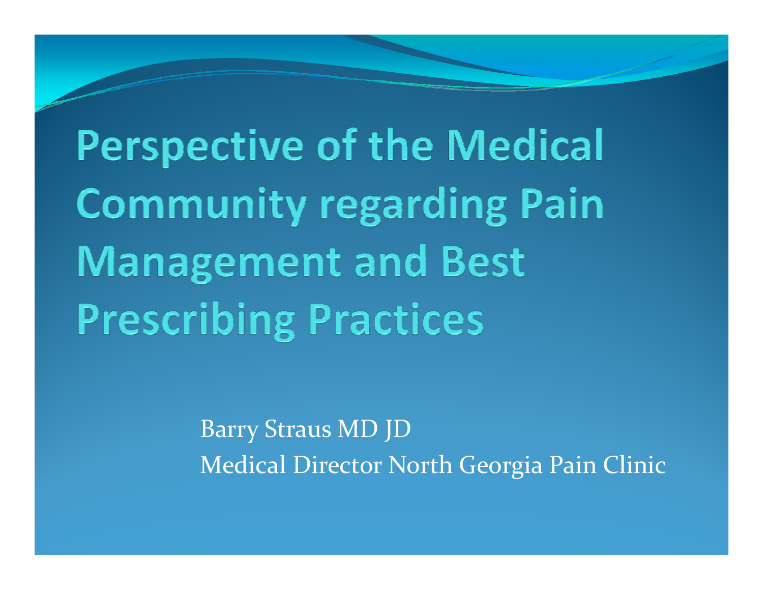# Perspective of the Medical Community regarding Pain Management and Best Prescribing Practices

Barry Straus MD JD

Medical Director North Georgia Pain Clinic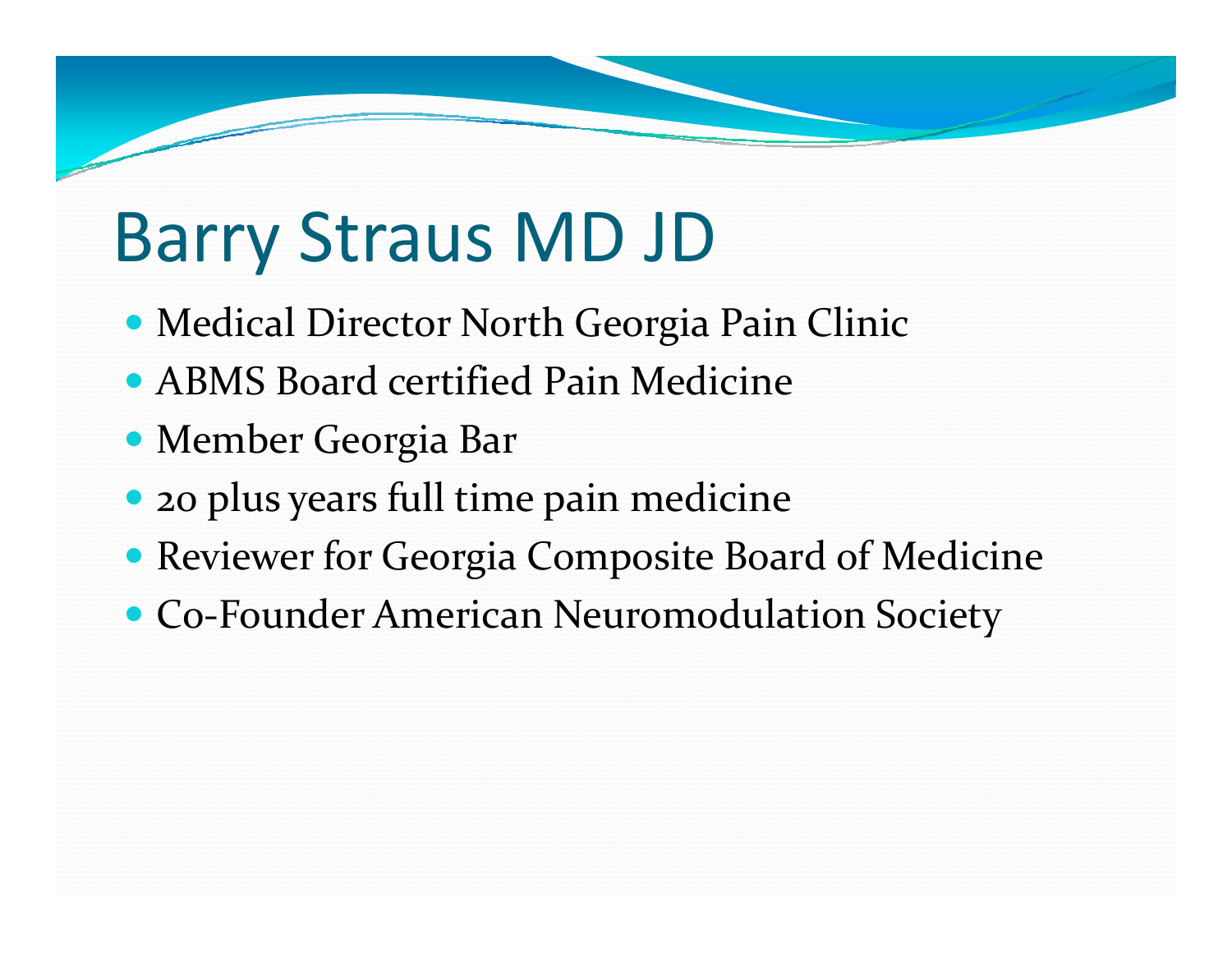# Barry Straus MD JD

- Medical Director North Georgia Pain Clinic
- ABMS Board certified Pain Medicine
- Member Georgia Bar
- 20 plus years full time pain medicine
- Reviewer for Georgia Composite Board of Medicine
- Co-Founder American Neuromodulation Society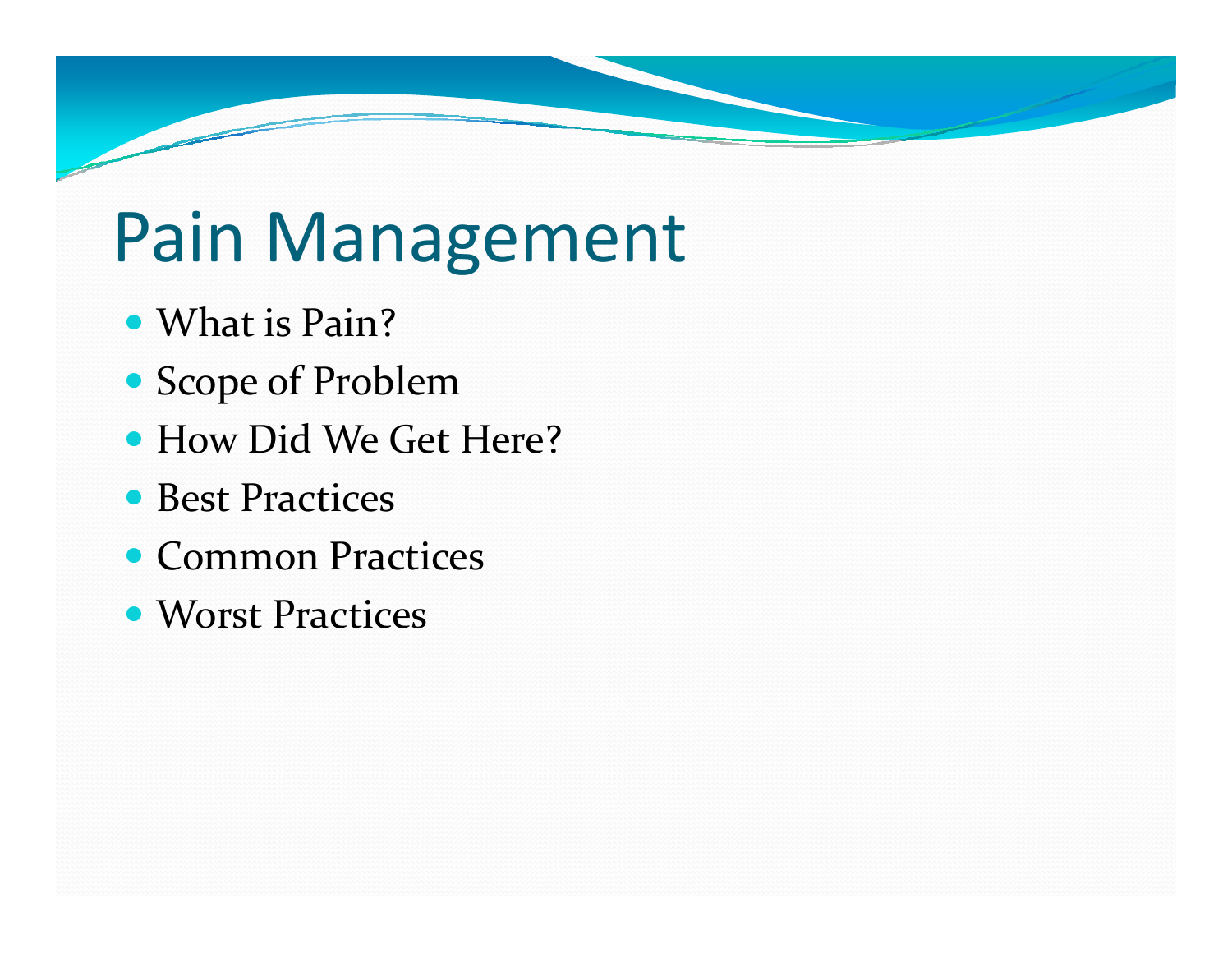# Pain Management

- What is Pain?
- Scope of Problem
- How Did We Get Here?
- Best Practices
- Common Practices
- Worst Practices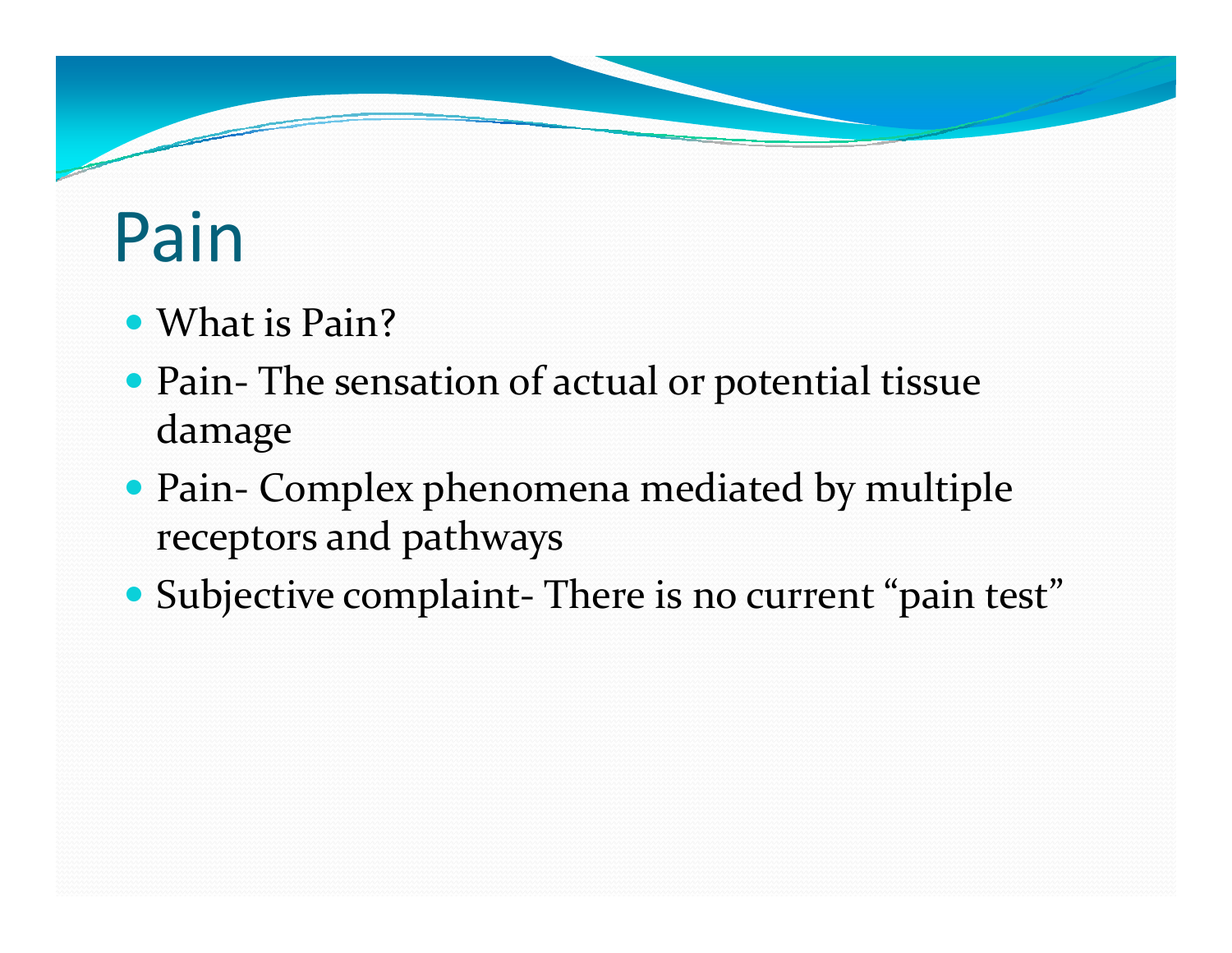# Pain

- What is Pain?
- Pain- The sensation of actual or potential tissue damage
- Pain- Complex phenomena mediated by multiple receptors and pathways
- Subjective complaint- There is no current "pain test"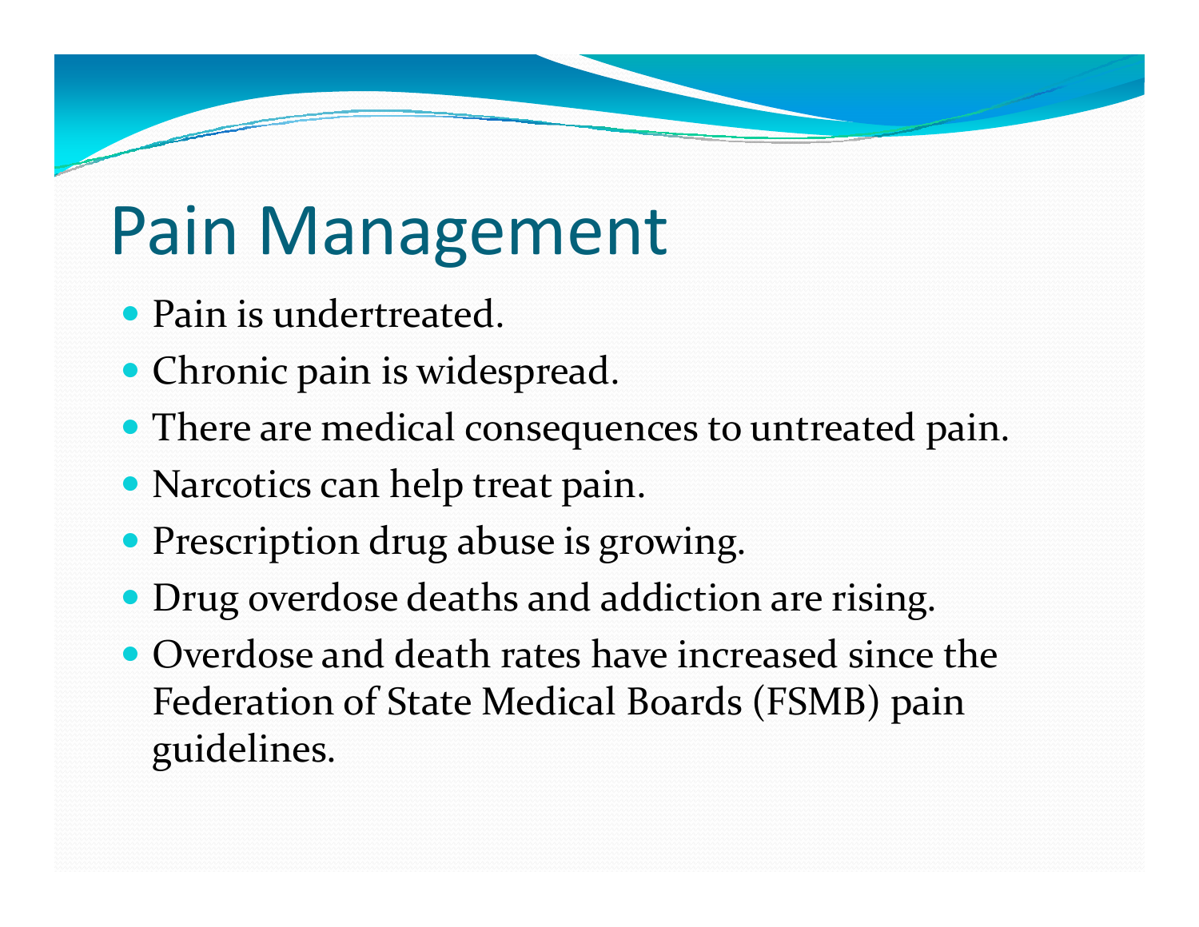# Pain Management

- Pain is undertreated.
- Chronic pain is widespread.
- There are medical consequences to untreated pain.
- Narcotics can help treat pain.
- Prescription drug abuse is growing.
- Drug overdose deaths and addiction are rising.
- Overdose and death rates have increased since the Federation of State Medical Boards (FSMB) pain guidelines.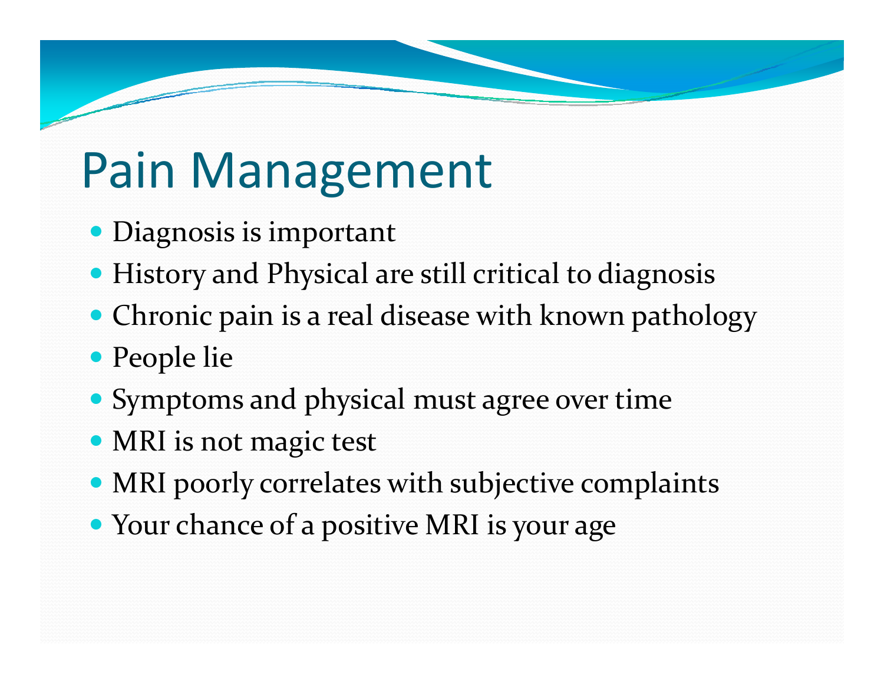# Pain Management

- Diagnosis is important
- History and Physical are still critical to diagnosis
- Chronic pain is a real disease with known pathology
- People lie
- Symptoms and physical must agree over time
- MRI is not magic test
- MRI poorly correlates with subjective complaints
- Your chance of a positive MRI is your age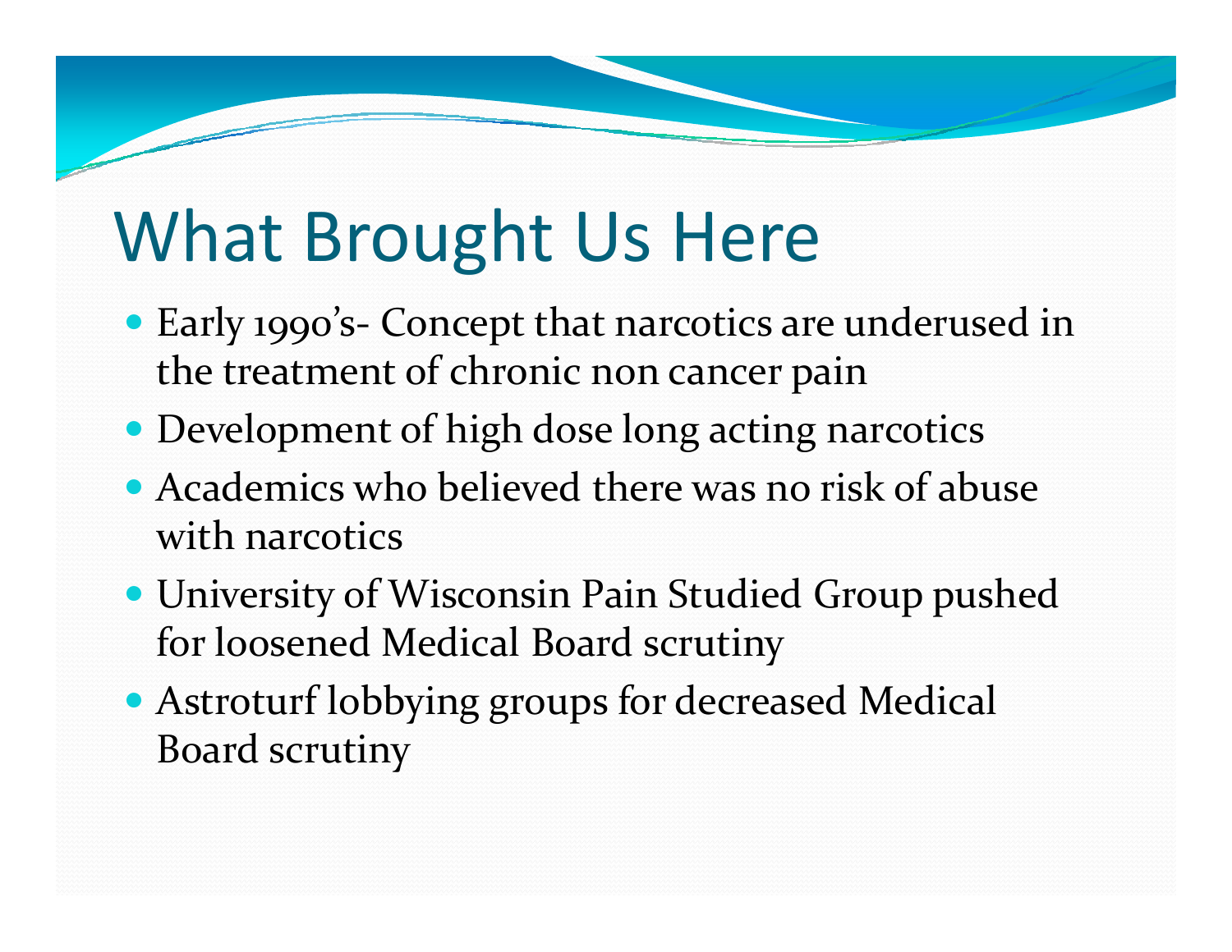# What Brought Us Here

- Early 1990's- Concept that narcotics are underused in the treatment of chronic non cancer pain
- Development of high dose long acting narcotics
- Academics who believed there was no risk of abuse with narcotics
- University of Wisconsin Pain Studied Group pushed for loosened Medical Board scrutiny
- Astroturf lobbying groups for decreased Medical Board scrutiny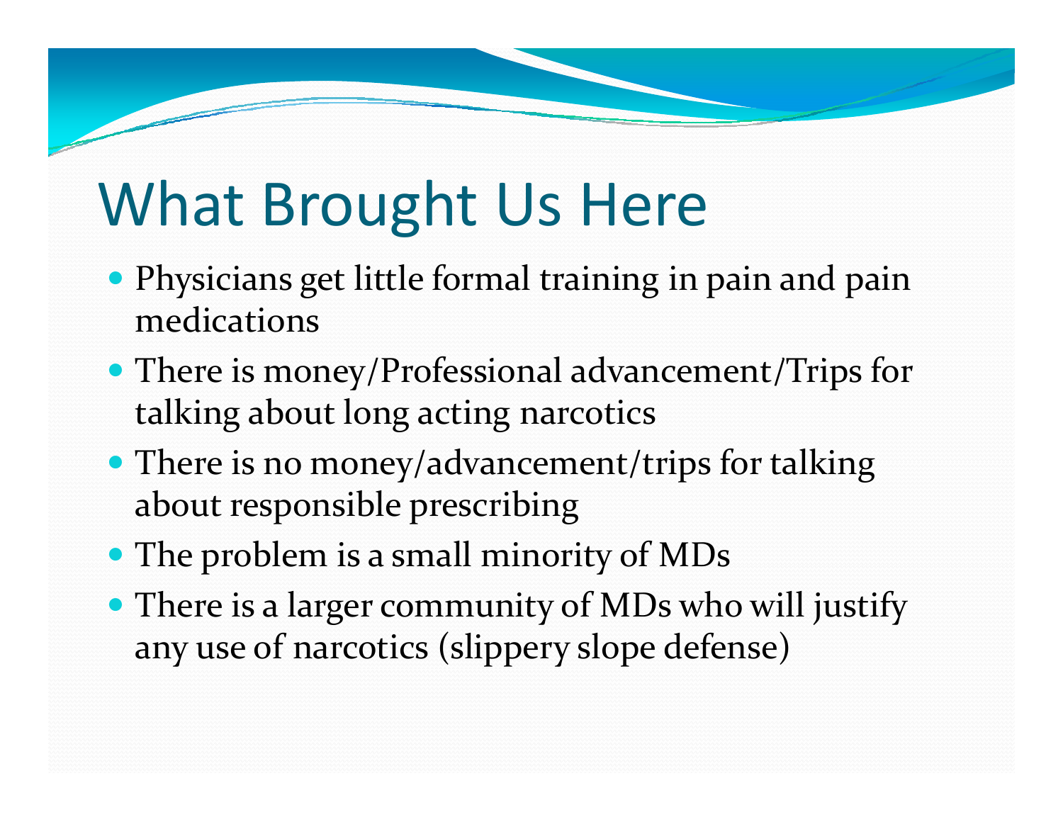# What Brought Us Here

- Physicians get little formal training in pain and pain medications
- There is money/Professional advancement/Trips for talking about long acting narcotics
- There is no money/advancement/trips for talking about responsible prescribing
- The problem is a small minority of MDs
- There is a larger community of MDs who will justify any use of narcotics (slippery slope defense)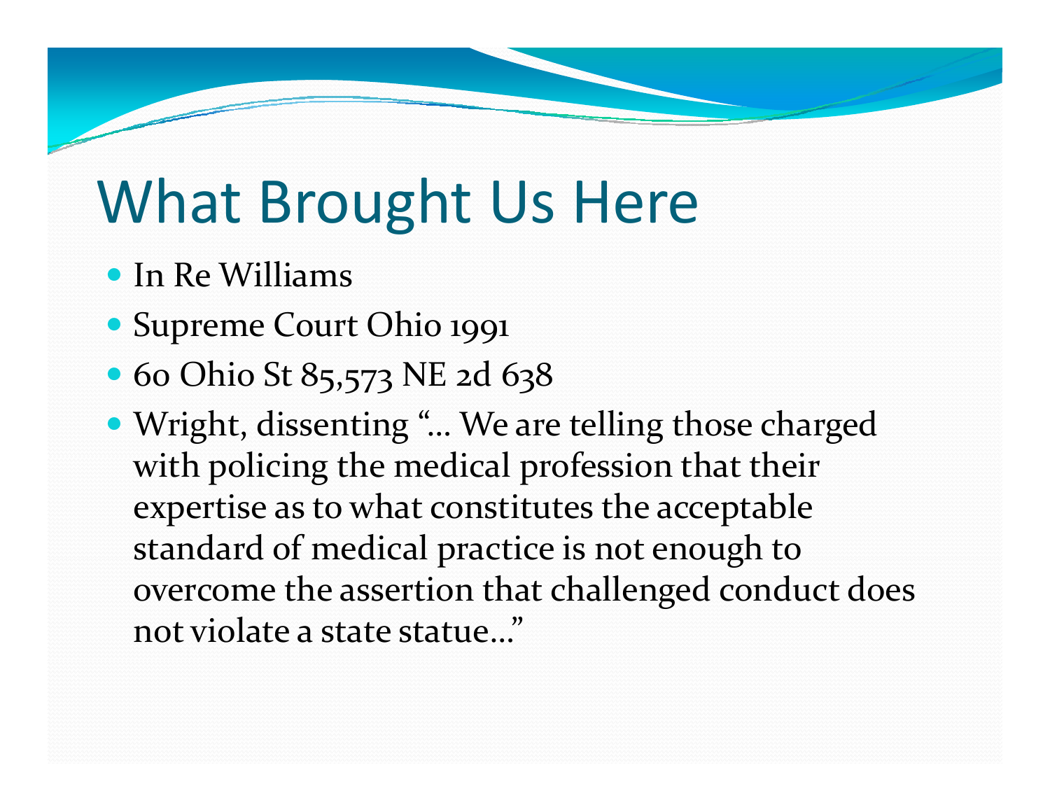# What Brought Us Here

- In Re Williams
- Supreme Court Ohio 1991
- 60 Ohio St 85,573 NE 2d 638
- Wright, dissenting "… We are telling those charged with policing the medical profession that their expertise as to what constitutes the acceptable standard of medical practice is not enough to overcome the assertion that challenged conduct does not violate a state statue…"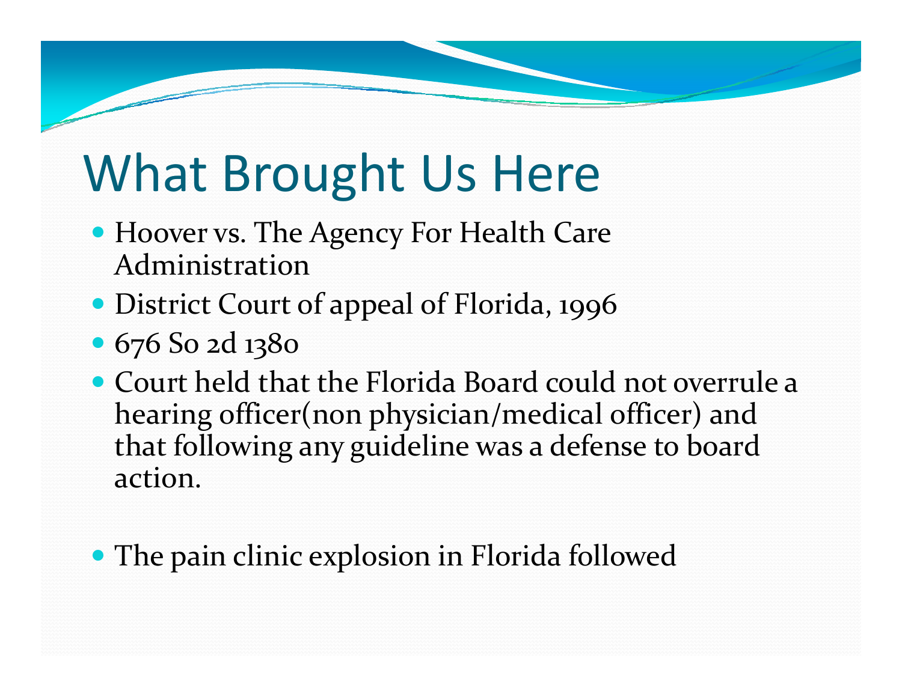# What Brought Us Here

- Hoover vs. The Agency For Health Care Administration
- District Court of appeal of Florida, 1996
- 676 So 2d 1380
- Court held that the Florida Board could not overrule a hearing officer(non physician/medical officer) and that following any guideline was a defense to board action.
- The pain clinic explosion in Florida followed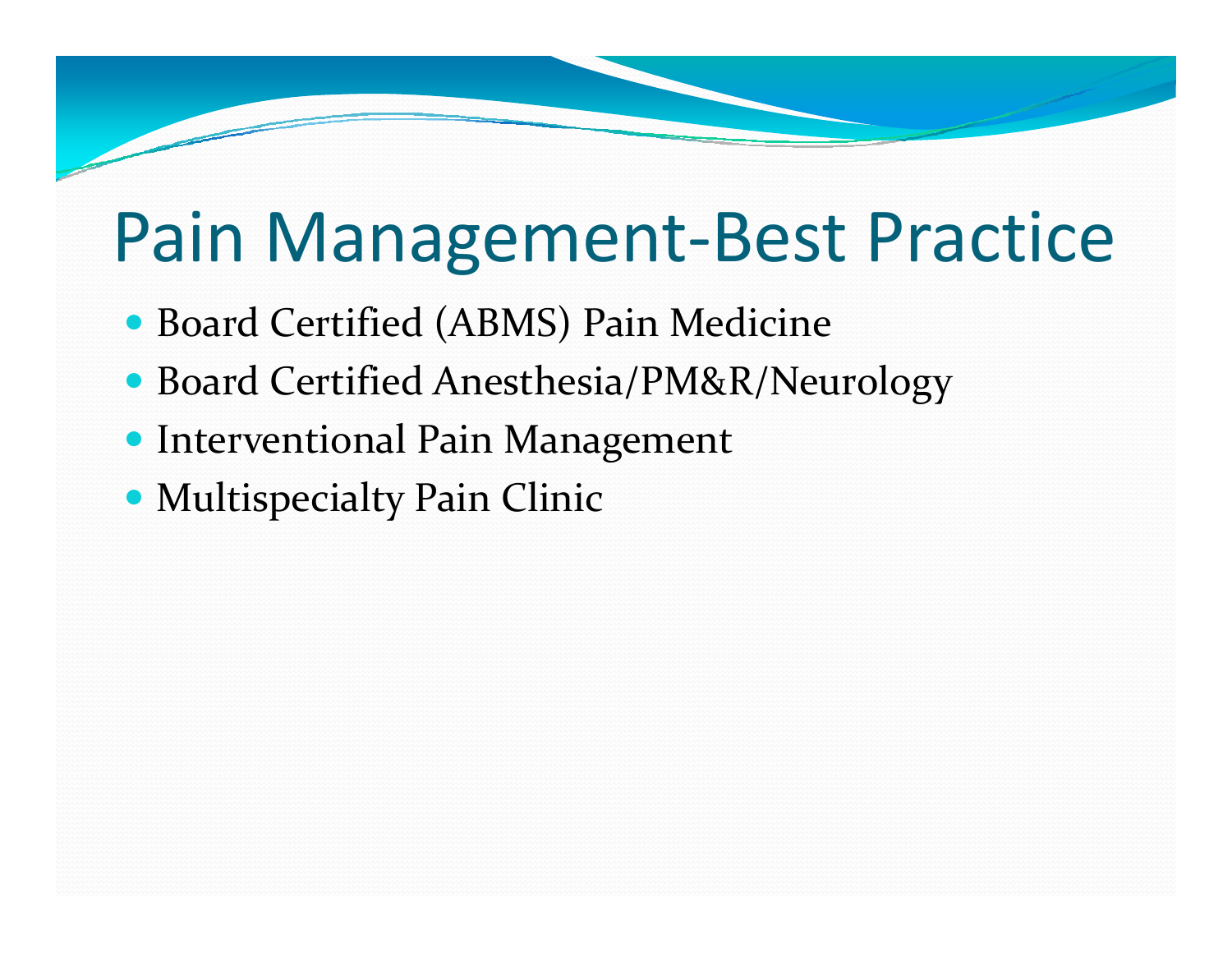# Pain Management-Best Practice

- Board Certified (ABMS) Pain Medicine
- Board Certified Anesthesia/PM&R/Neurology
- Interventional Pain Management
- Multispecialty Pain Clinic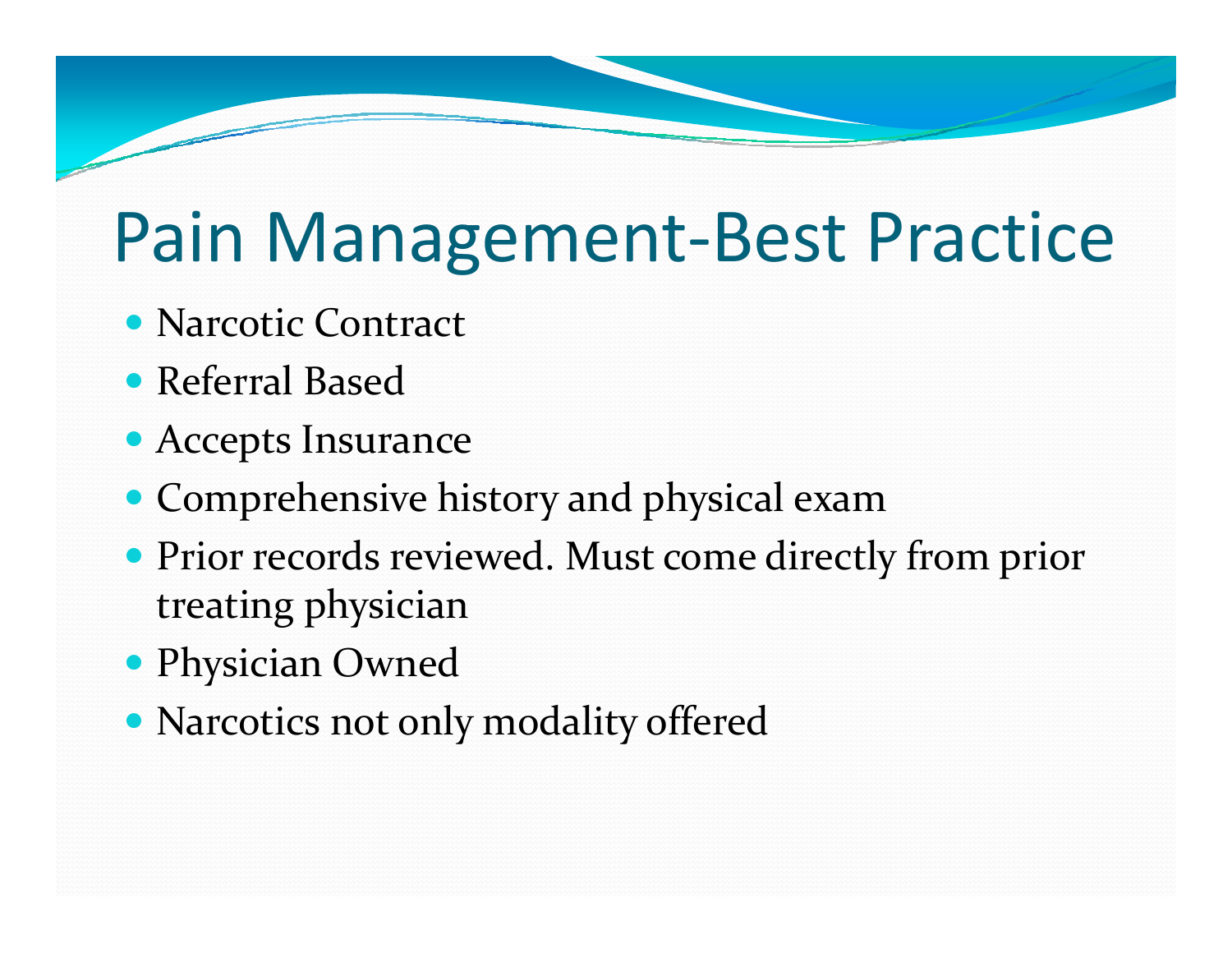# Pain Management-Best Practice

- Narcotic Contract
- Referral Based
- Accepts Insurance
- Comprehensive history and physical exam
- Prior records reviewed. Must come directly from prior treating physician
- Physician Owned
- Narcotics not only modality offered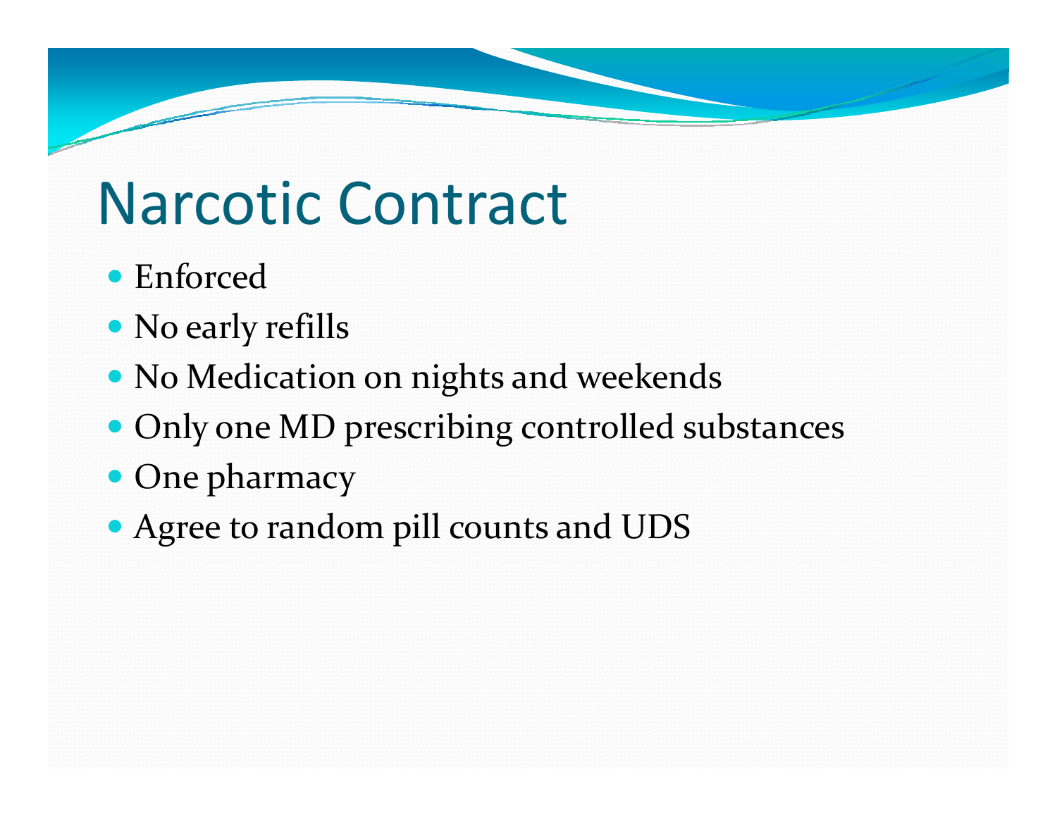# Narcotic Contract

- Enforced
- No early refills
- No Medication on nights and weekends
- Only one MD prescribing controlled substances
- One pharmacy
- Agree to random pill counts and UDS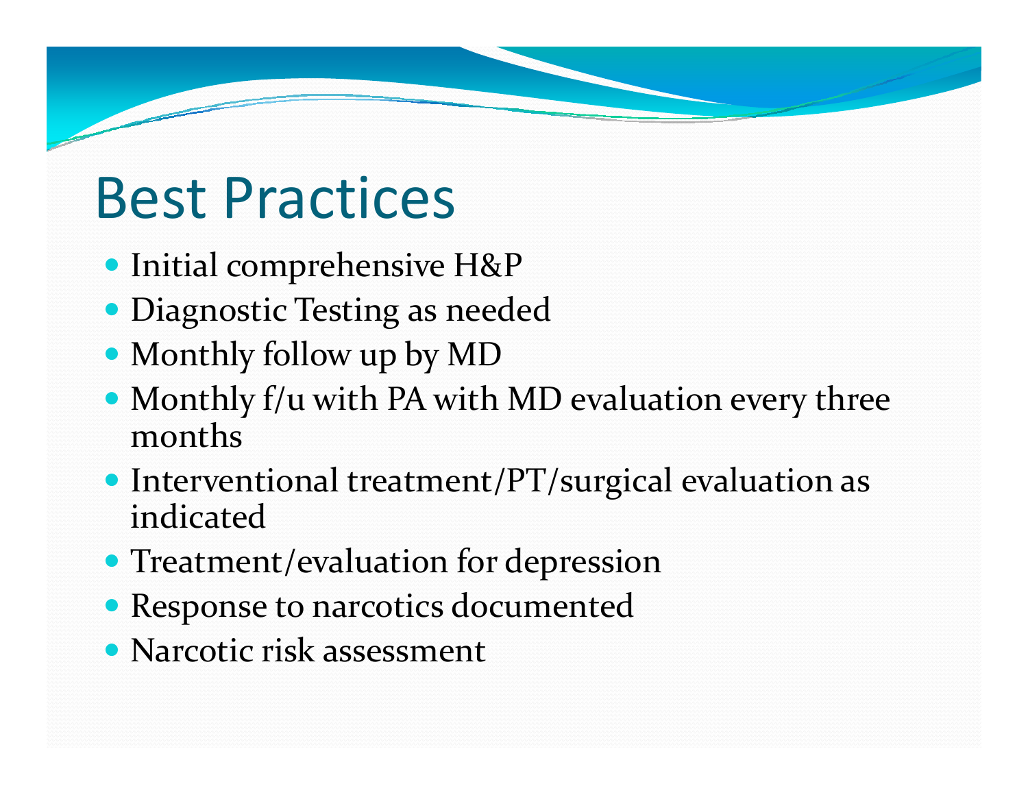# Best Practices

- Initial comprehensive H&P
- Diagnostic Testing as needed
- Monthly follow up by MD
- Monthly f/u with PA with MD evaluation every three months
- Interventional treatment/PT/surgical evaluation as indicated
- Treatment/evaluation for depression
- Response to narcotics documented
- Narcotic risk assessment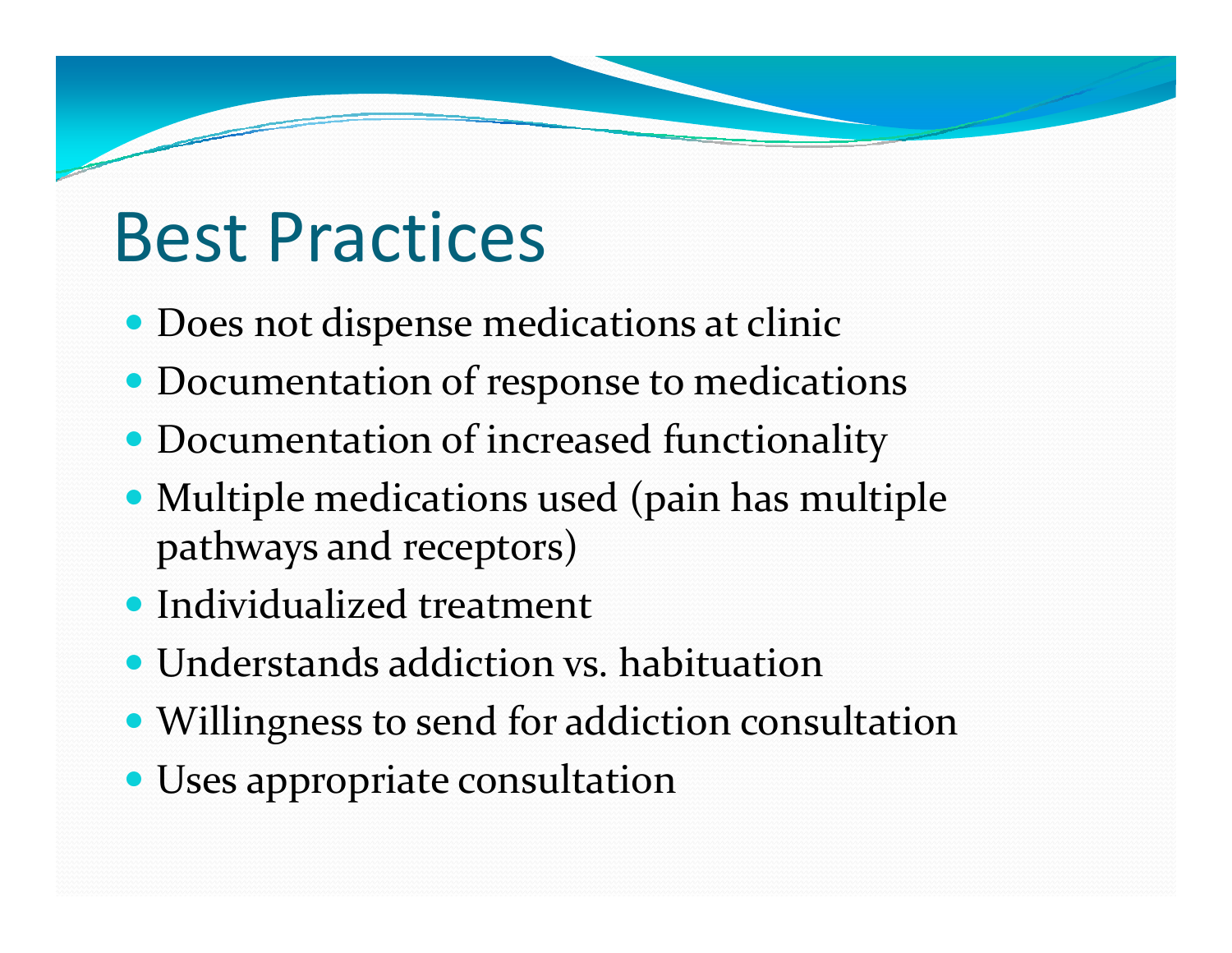# Best Practices

- Does not dispense medications at clinic
- Documentation of response to medications
- Documentation of increased functionality
- Multiple medications used (pain has multiple pathways and receptors)
- Individualized treatment
- Understands addiction vs. habituation
- Willingness to send for addiction consultation
- Uses appropriate consultation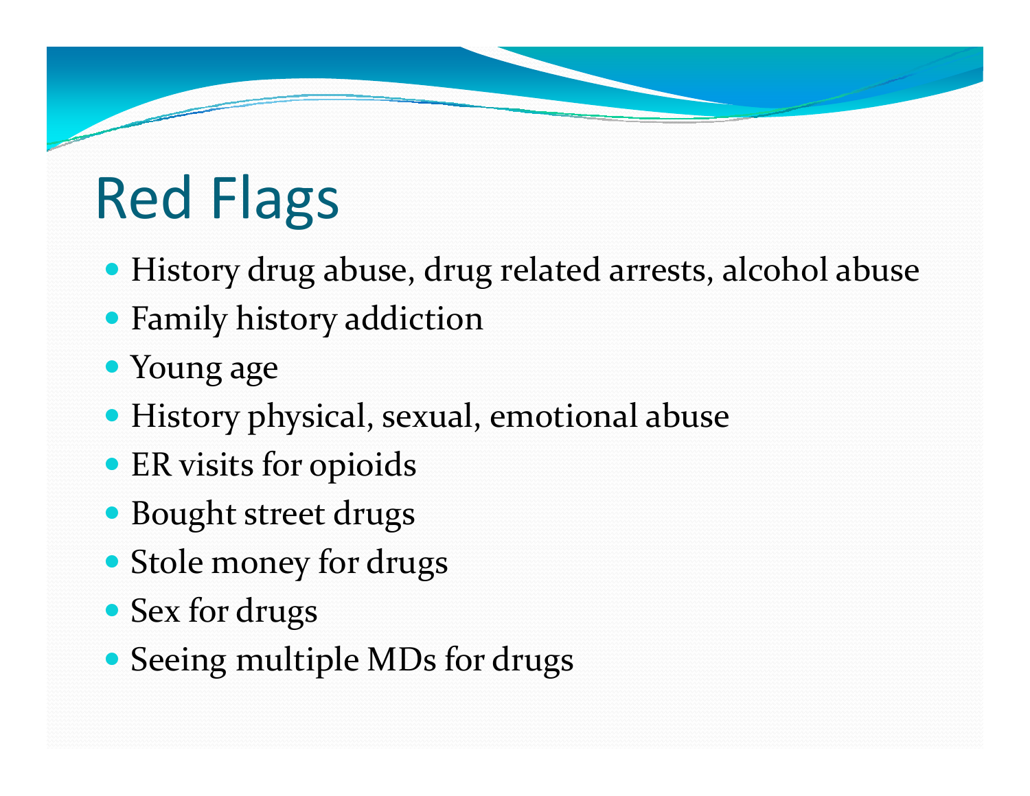# Red Flags

- History drug abuse, drug related arrests, alcohol abuse
- Family history addiction
- Young age
- History physical, sexual, emotional abuse
- ER visits for opioids
- Bought street drugs
- Stole money for drugs
- Sex for drugs
- Seeing multiple MDs for drugs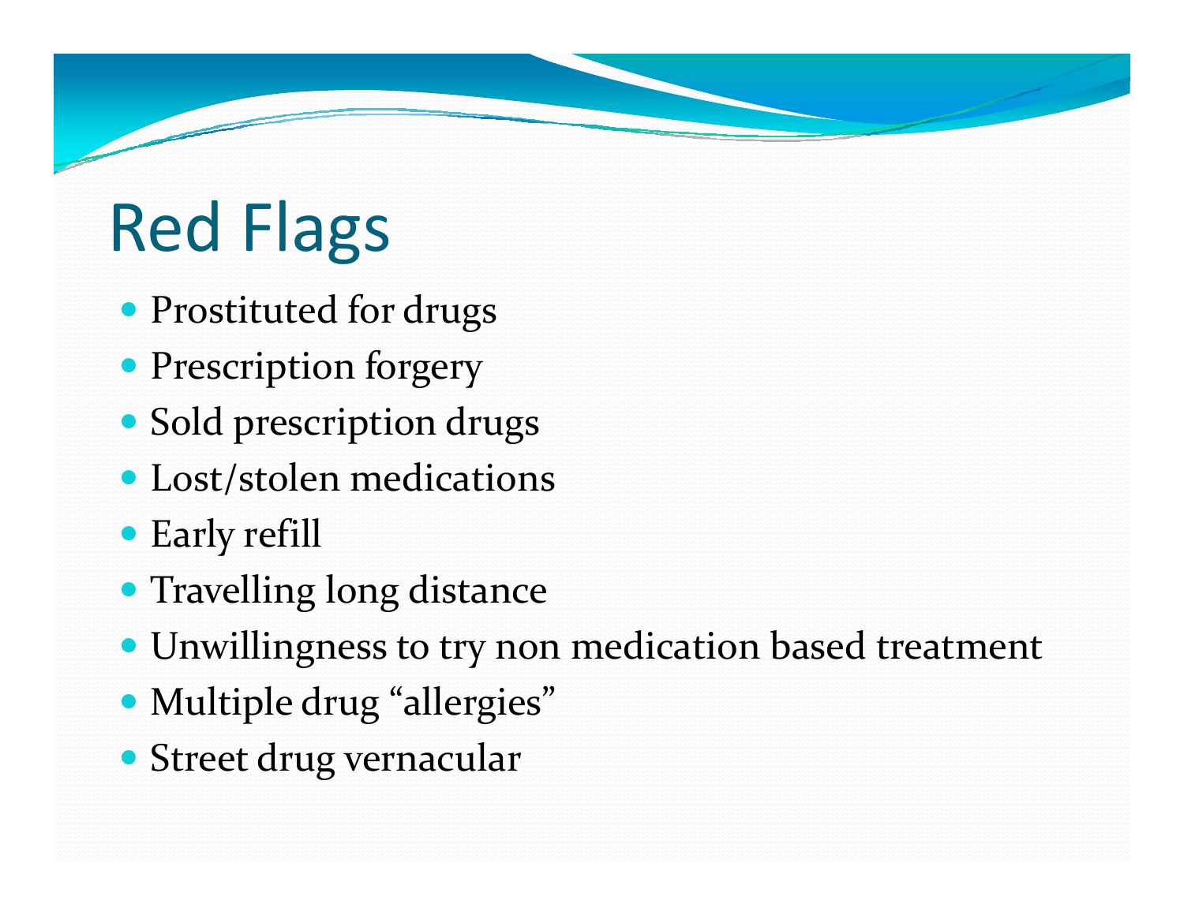# Red Flags

- Prostituted for drugs
- Prescription forgery
- Sold prescription drugs
- Lost/stolen medications
- Early refill
- Travelling long distance
- Unwillingness to try non medication based treatment
- Multiple drug "allergies"
- Street drug vernacular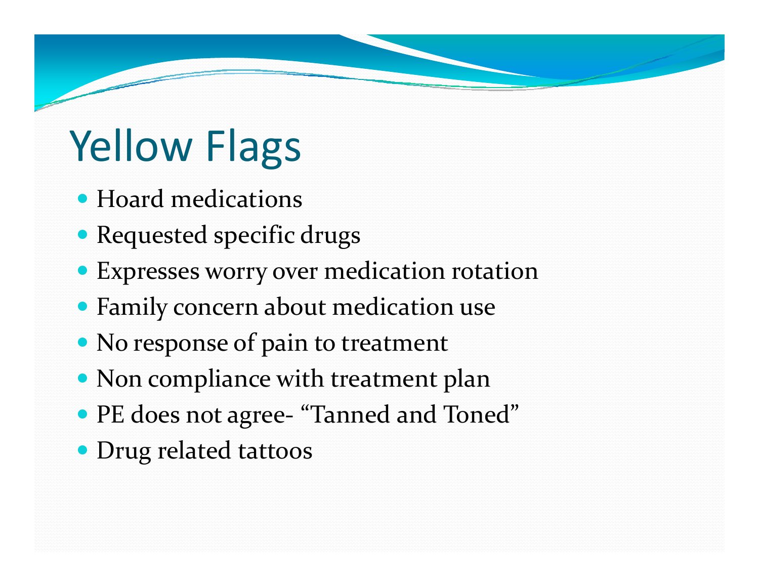# Yellow Flags

- Hoard medications
- Requested specific drugs
- Expresses worry over medication rotation
- Family concern about medication use
- No response of pain to treatment
- Non compliance with treatment plan
- PE does not agree- “Tanned and Toned”
- Drug related tattoos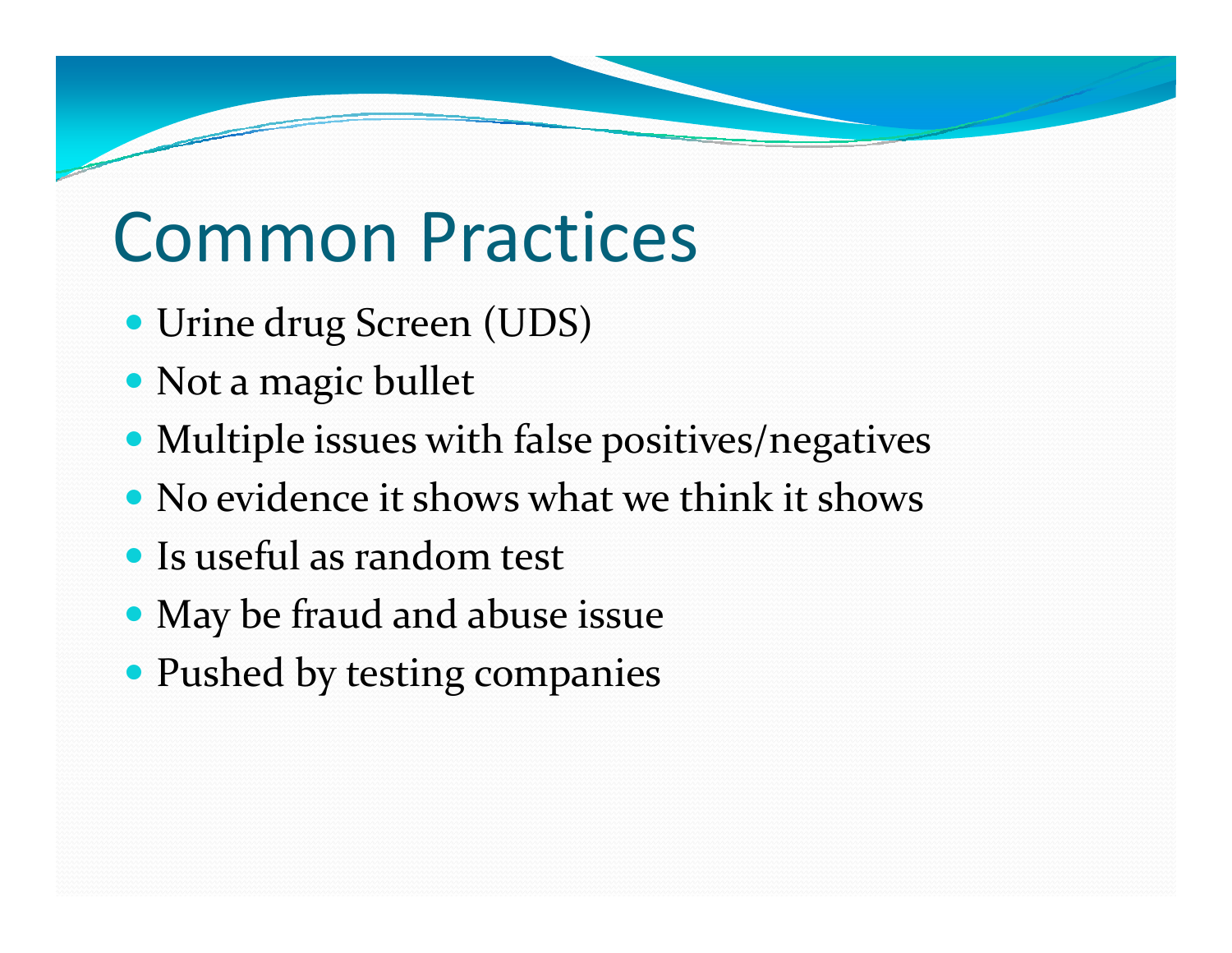# Common Practices

- Urine drug Screen (UDS)
- Not a magic bullet
- Multiple issues with false positives/negatives
- No evidence it shows what we think it shows
- Is useful as random test
- May be fraud and abuse issue
- Pushed by testing companies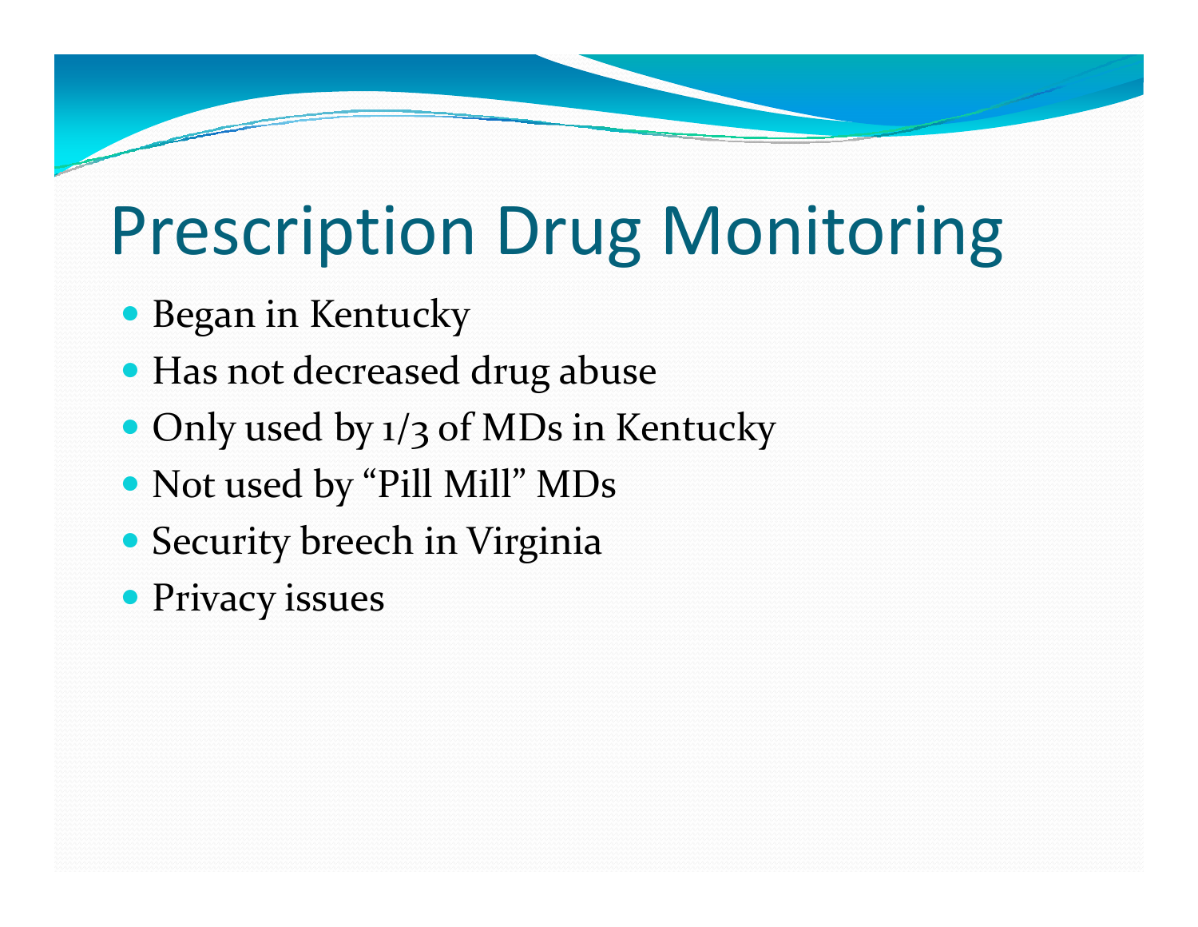# Prescription Drug Monitoring

- Began in Kentucky
- Has not decreased drug abuse
- Only used by 1/3 of MDs in Kentucky
- Not used by "Pill Mill" MDs
- Security breech in Virginia
- Privacy issues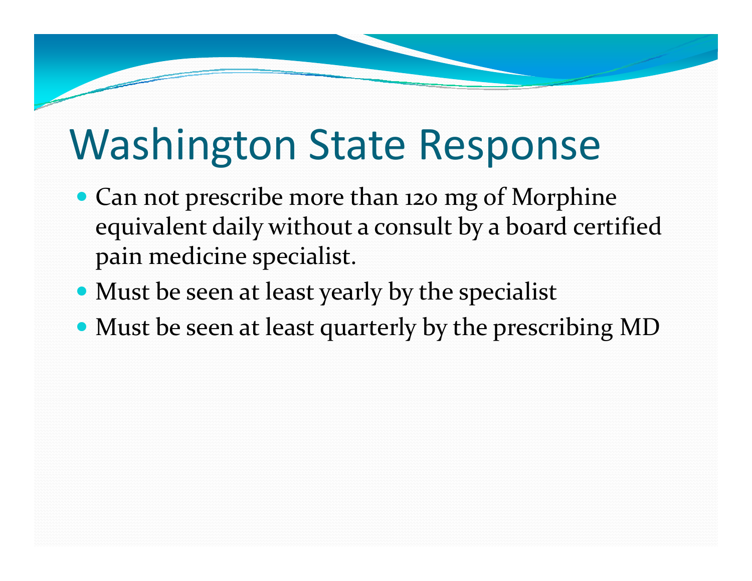# Washington State Response

- Can not prescribe more than 120 mg of Morphine equivalent daily without a consult by a board certified pain medicine specialist.
- Must be seen at least yearly by the specialist
- Must be seen at least quarterly by the prescribing MD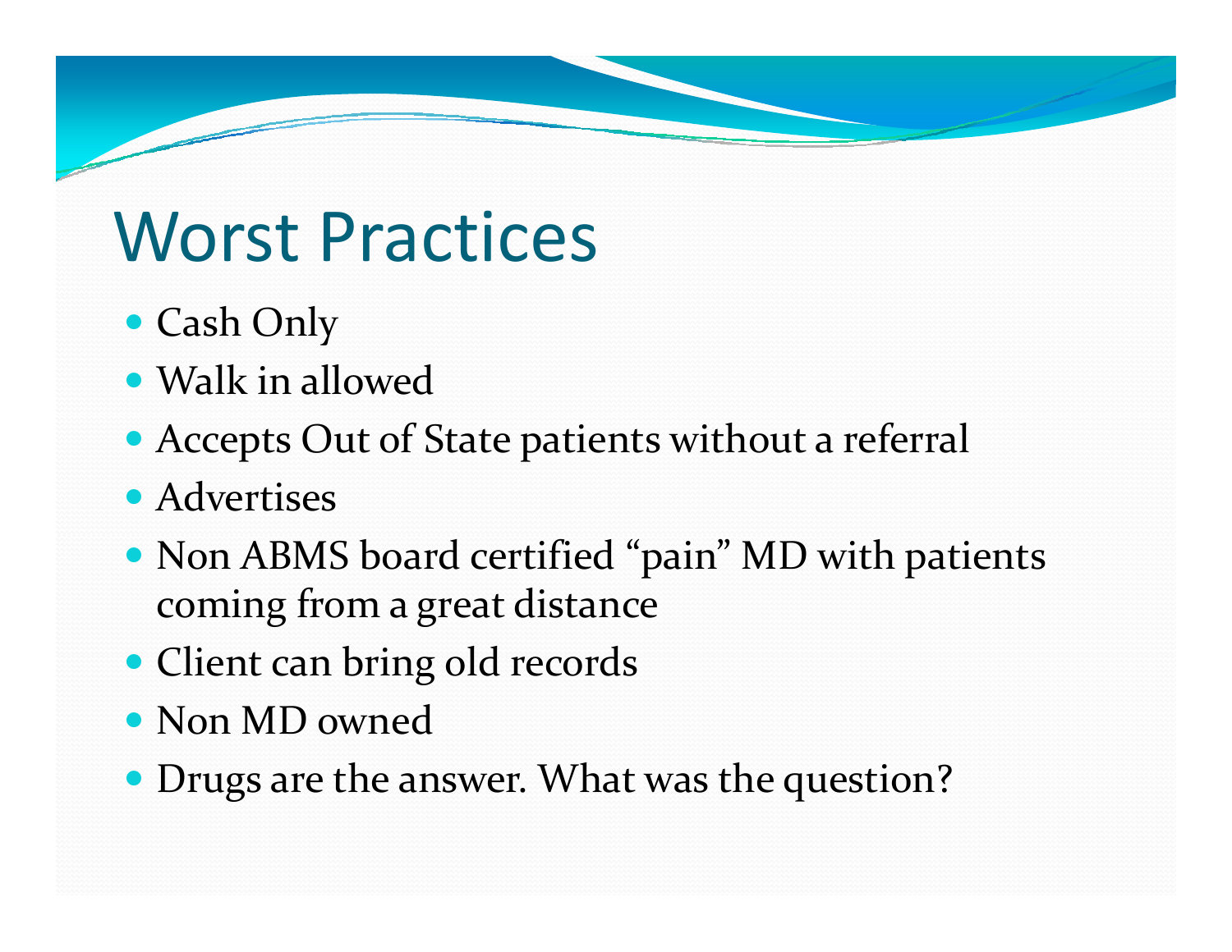# Worst Practices

- Cash Only
- Walk in allowed
- Accepts Out of State patients without a referral
- Advertises
- Non ABMS board certified "pain" MD with patients coming from a great distance
- Client can bring old records
- Non MD owned
- Drugs are the answer. What was the question?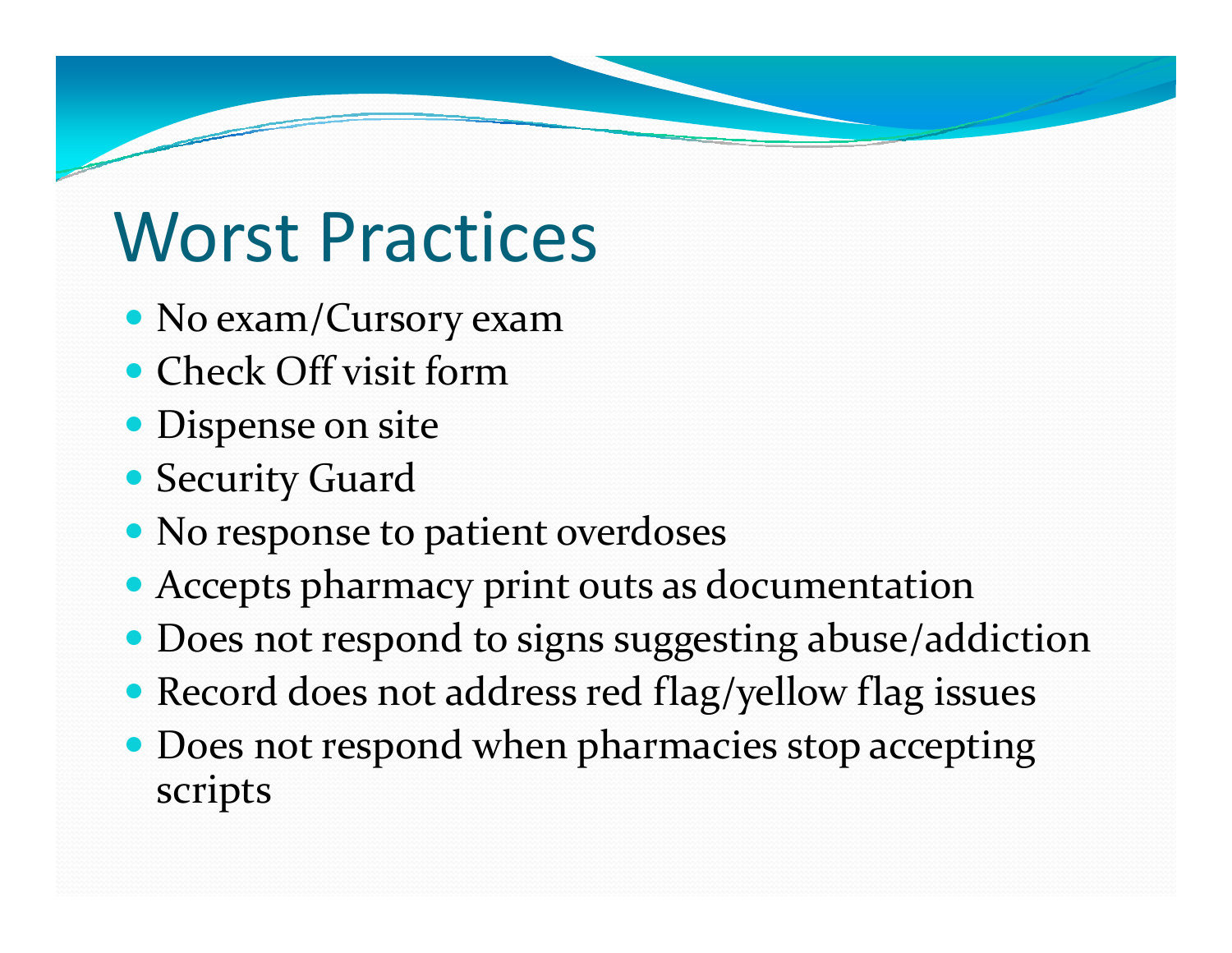# Worst Practices

- No exam/Cursory exam
- Check Off visit form
- Dispense on site
- Security Guard
- No response to patient overdoses
- Accepts pharmacy print outs as documentation
- Does not respond to signs suggesting abuse/addiction
- Record does not address red flag/yellow flag issues
- Does not respond when pharmacies stop accepting scripts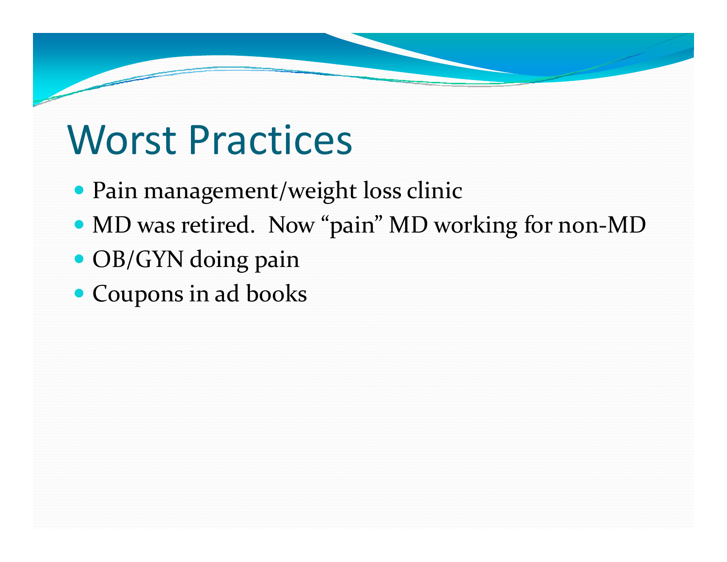# Worst Practices

- Pain management/weight loss clinic
- MD was retired. Now “pain” MD working for non-MD
- OB/GYN doing pain
- Coupons in ad books